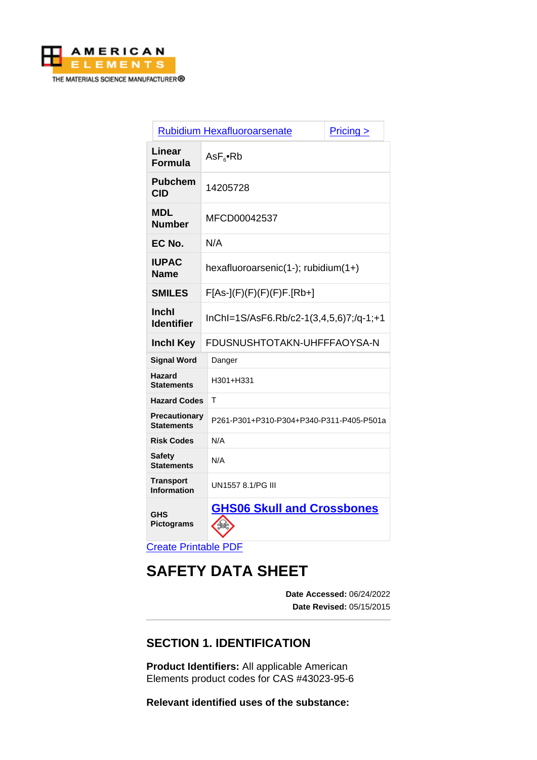AMERICAN ELEMENTS
THE MATERIALS SCIENCE MANUFACTURER®

| Rubidium Hexafluoroarsenate | Pricing > |
|---|---|
| **Linear Formula** | $AsF_6$•Rb |
| **Pubchem CID** | 14205728 |
| **MDL Number** | MFCD00042537 |
| **EC No.** | N/A |
| **IUPAC Name** | hexafluoroarsenic(1-); rubidium(1+) |
| **SMILES** | F[As-](F)(F)(F)(F)F.[Rb+] |
| **Inchl Identifier** | InChI=1S/AsF6.Rb/c2-1(3,4,5,6)7;/q-1;+1 |
| **Inchl Key** | FDUSNUSHTOTAKN-UHFFFAOYSA-N |
| **Signal Word** | Danger |
| **Hazard Statements** | H301+H331 |
| **Hazard Codes** | T |
| **Precautionary Statements** | P261-P301+P310-P304+P340-P311-P405-P501a |
| **Risk Codes** | N/A |
| **Safety Statements** | N/A |
| **Transport Information** | UN1557 8.1/PG III |
| **GHS Pictograms** | GHS06 Skull and Crossbones |

Create Printable PDF

# SAFETY DATA SHEET

**Date Accessed:** 06/24/2022
**Date Revised:** 05/15/2015

## SECTION 1. IDENTIFICATION

**Product Identifiers:** All applicable American Elements product codes for CAS #43023-95-6

**Relevant identified uses of the substance:**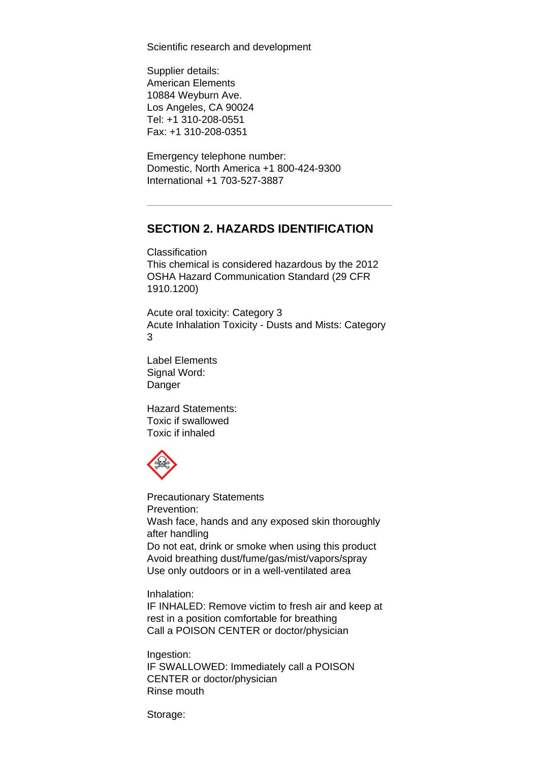Scientific research and development

Supplier details:
American Elements
10884 Weyburn Ave.
Los Angeles, CA 90024
Tel: +1 310-208-0551
Fax: +1 310-208-0351

Emergency telephone number:
Domestic, North America +1 800-424-9300
International +1 703-527-3887

---

## SECTION 2. HAZARDS IDENTIFICATION

Classification
This chemical is considered hazardous by the 2012 OSHA Hazard Communication Standard (29 CFR 1910.1200)

Acute oral toxicity: Category 3
Acute Inhalation Toxicity - Dusts and Mists: Category 3

Label Elements
Signal Word:
Danger

Hazard Statements:
Toxic if swallowed
Toxic if inhaled

Precautionary Statements
Prevention:
Wash face, hands and any exposed skin thoroughly after handling
Do not eat, drink or smoke when using this product
Avoid breathing dust/fume/gas/mist/vapors/spray
Use only outdoors or in a well-ventilated area

Inhalation:
IF INHALED: Remove victim to fresh air and keep at rest in a position comfortable for breathing
Call a POISON CENTER or doctor/physician

Ingestion:
IF SWALLOWED: Immediately call a POISON CENTER or doctor/physician
Rinse mouth

Storage: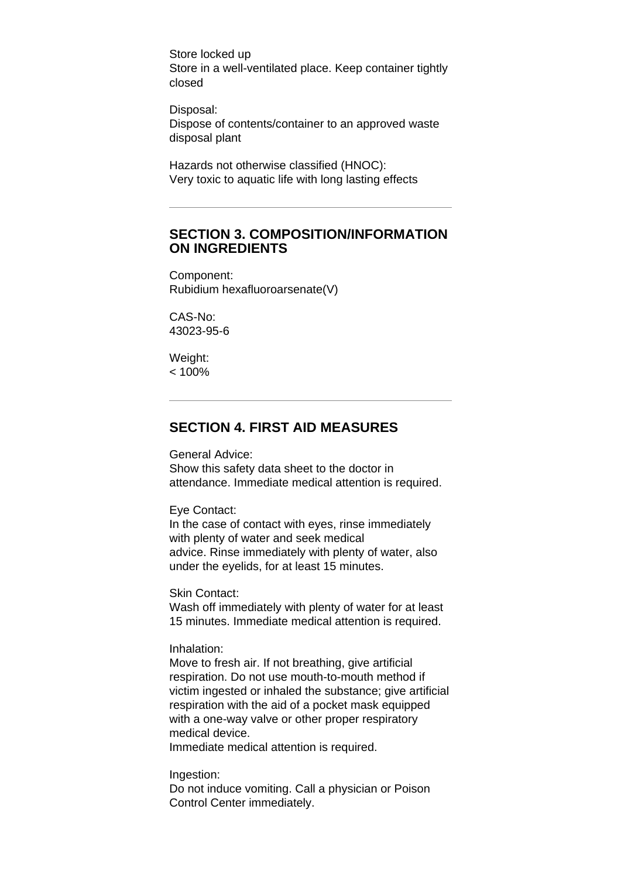Store locked up
Store in a well-ventilated place. Keep container tightly closed

Disposal:
Dispose of contents/container to an approved waste disposal plant

Hazards not otherwise classified (HNOC):
Very toxic to aquatic life with long lasting effects

---

## SECTION 3. COMPOSITION/INFORMATION ON INGREDIENTS

Component:
Rubidium hexafluoroarsenate(V)

CAS-No:
43023-95-6

Weight:
< 100%

---

## SECTION 4. FIRST AID MEASURES

General Advice:
Show this safety data sheet to the doctor in attendance. Immediate medical attention is required.

Eye Contact:
In the case of contact with eyes, rinse immediately with plenty of water and seek medical advice. Rinse immediately with plenty of water, also under the eyelids, for at least 15 minutes.

Skin Contact:
Wash off immediately with plenty of water for at least 15 minutes. Immediate medical attention is required.

Inhalation:
Move to fresh air. If not breathing, give artificial respiration. Do not use mouth-to-mouth method if victim ingested or inhaled the substance; give artificial respiration with the aid of a pocket mask equipped with a one-way valve or other proper respiratory medical device.
Immediate medical attention is required.

Ingestion:
Do not induce vomiting. Call a physician or Poison Control Center immediately.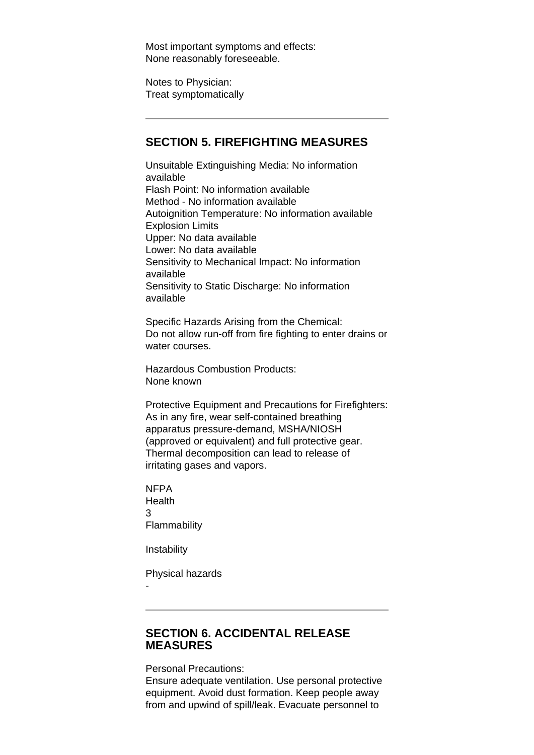Most important symptoms and effects:
None reasonably foreseeable.

Notes to Physician:
Treat symptomatically

---

## SECTION 5. FIREFIGHTING MEASURES

Unsuitable Extinguishing Media: No information available
Flash Point: No information available
Method - No information available
Autoignition Temperature: No information available
Explosion Limits
Upper: No data available
Lower: No data available
Sensitivity to Mechanical Impact: No information available
Sensitivity to Static Discharge: No information available

Specific Hazards Arising from the Chemical:
Do not allow run-off from fire fighting to enter drains or water courses.

Hazardous Combustion Products:
None known

Protective Equipment and Precautions for Firefighters:
As in any fire, wear self-contained breathing apparatus pressure-demand, MSHA/NIOSH (approved or equivalent) and full protective gear. Thermal decomposition can lead to release of irritating gases and vapors.

NFPA
Health
3
Flammability

Instability

Physical hazards
-

---

## SECTION 6. ACCIDENTAL RELEASE MEASURES

Personal Precautions:
Ensure adequate ventilation. Use personal protective equipment. Avoid dust formation. Keep people away from and upwind of spill/leak. Evacuate personnel to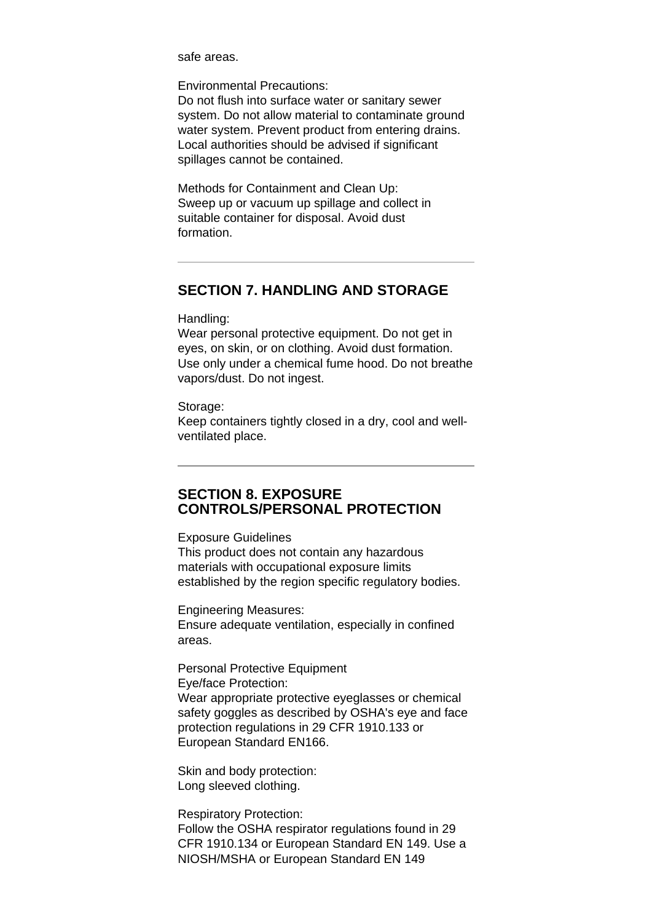safe areas.

Environmental Precautions:
Do not flush into surface water or sanitary sewer system. Do not allow material to contaminate ground water system. Prevent product from entering drains. Local authorities should be advised if significant spillages cannot be contained.

Methods for Containment and Clean Up:
Sweep up or vacuum up spillage and collect in suitable container for disposal. Avoid dust formation.

---

## SECTION 7. HANDLING AND STORAGE

Handling:
Wear personal protective equipment. Do not get in eyes, on skin, or on clothing. Avoid dust formation. Use only under a chemical fume hood. Do not breathe vapors/dust. Do not ingest.

Storage:
Keep containers tightly closed in a dry, cool and well-ventilated place.

---

## SECTION 8. EXPOSURE CONTROLS/PERSONAL PROTECTION

Exposure Guidelines
This product does not contain any hazardous materials with occupational exposure limits established by the region specific regulatory bodies.

Engineering Measures:
Ensure adequate ventilation, especially in confined areas.

Personal Protective Equipment
Eye/face Protection:
Wear appropriate protective eyeglasses or chemical safety goggles as described by OSHA's eye and face protection regulations in 29 CFR 1910.133 or European Standard EN166.

Skin and body protection:
Long sleeved clothing.

Respiratory Protection:
Follow the OSHA respirator regulations found in 29 CFR 1910.134 or European Standard EN 149. Use a NIOSH/MSHA or European Standard EN 149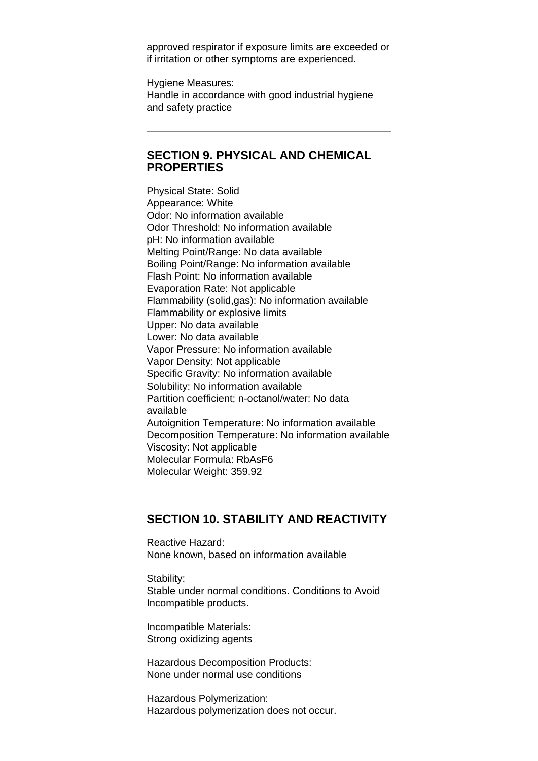approved respirator if exposure limits are exceeded or if irritation or other symptoms are experienced.

Hygiene Measures:
Handle in accordance with good industrial hygiene and safety practice

---

## SECTION 9. PHYSICAL AND CHEMICAL PROPERTIES

Physical State: Solid
Appearance: White
Odor: No information available
Odor Threshold: No information available
pH: No information available
Melting Point/Range: No data available
Boiling Point/Range: No information available
Flash Point: No information available
Evaporation Rate: Not applicable
Flammability (solid,gas): No information available
Flammability or explosive limits
Upper: No data available
Lower: No data available
Vapor Pressure: No information available
Vapor Density: Not applicable
Specific Gravity: No information available
Solubility: No information available
Partition coefficient; n-octanol/water: No data available
Autoignition Temperature: No information available
Decomposition Temperature: No information available
Viscosity: Not applicable
Molecular Formula: $RbAsF_6$
Molecular Weight: 359.92

---

## SECTION 10. STABILITY AND REACTIVITY

Reactive Hazard:
None known, based on information available

Stability:
Stable under normal conditions. Conditions to Avoid Incompatible products.

Incompatible Materials:
Strong oxidizing agents

Hazardous Decomposition Products:
None under normal use conditions

Hazardous Polymerization:
Hazardous polymerization does not occur.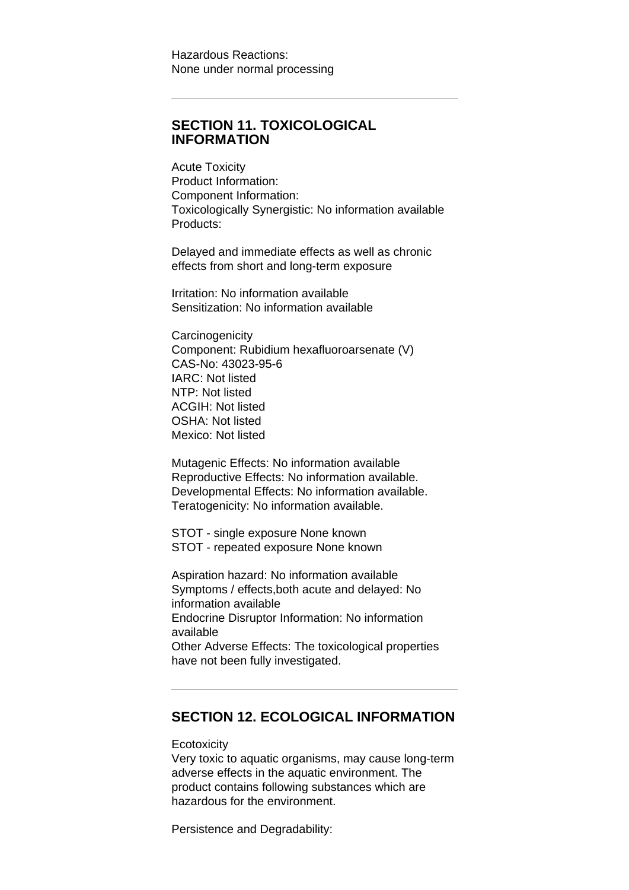Hazardous Reactions:
None under normal processing

---

## SECTION 11. TOXICOLOGICAL INFORMATION

Acute Toxicity
Product Information:
Component Information:
Toxicologically Synergistic: No information available
Products:

Delayed and immediate effects as well as chronic effects from short and long-term exposure

Irritation: No information available
Sensitization: No information available

Carcinogenicity
Component: Rubidium hexafluoroarsenate (V)
CAS-No: 43023-95-6
IARC: Not listed
NTP: Not listed
ACGIH: Not listed
OSHA: Not listed
Mexico: Not listed

Mutagenic Effects: No information available
Reproductive Effects: No information available.
Developmental Effects: No information available.
Teratogenicity: No information available.

STOT - single exposure None known
STOT - repeated exposure None known

Aspiration hazard: No information available
Symptoms / effects,both acute and delayed: No information available
Endocrine Disruptor Information: No information available
Other Adverse Effects: The toxicological properties have not been fully investigated.

---

## SECTION 12. ECOLOGICAL INFORMATION

Ecotoxicity
Very toxic to aquatic organisms, may cause long-term adverse effects in the aquatic environment. The product contains following substances which are hazardous for the environment.

Persistence and Degradability: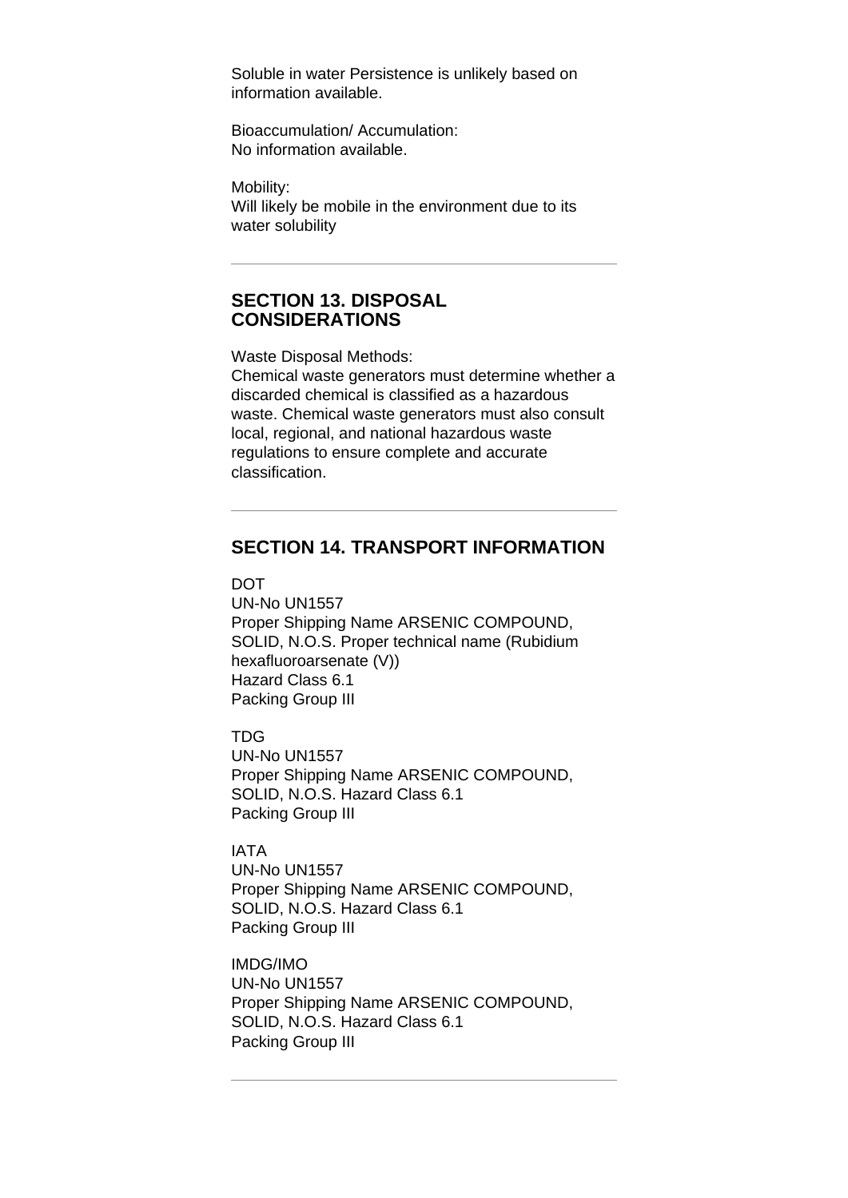Soluble in water Persistence is unlikely based on information available.

Bioaccumulation/ Accumulation:
No information available.

Mobility:
Will likely be mobile in the environment due to its water solubility

---

## SECTION 13. DISPOSAL CONSIDERATIONS

Waste Disposal Methods:
Chemical waste generators must determine whether a discarded chemical is classified as a hazardous waste. Chemical waste generators must also consult local, regional, and national hazardous waste regulations to ensure complete and accurate classification.

---

## SECTION 14. TRANSPORT INFORMATION

DOT
UN-No UN1557
Proper Shipping Name ARSENIC COMPOUND, SOLID, N.O.S. Proper technical name (Rubidium hexafluoroarsenate (V))
Hazard Class 6.1
Packing Group III

TDG
UN-No UN1557
Proper Shipping Name ARSENIC COMPOUND, SOLID, N.O.S. Hazard Class 6.1
Packing Group III

IATA
UN-No UN1557
Proper Shipping Name ARSENIC COMPOUND, SOLID, N.O.S. Hazard Class 6.1
Packing Group III

IMDG/IMO
UN-No UN1557
Proper Shipping Name ARSENIC COMPOUND, SOLID, N.O.S. Hazard Class 6.1
Packing Group III

---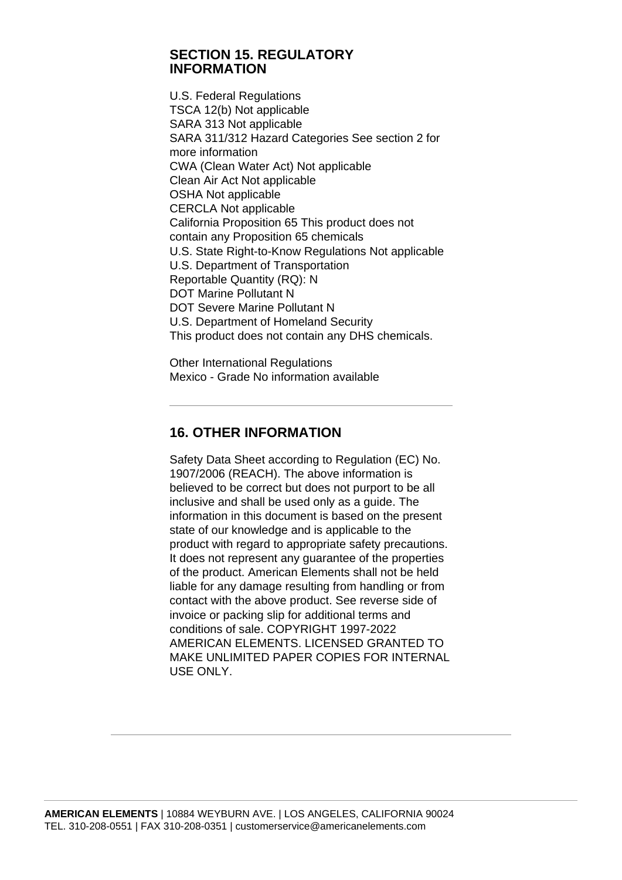## SECTION 15. REGULATORY INFORMATION

U.S. Federal Regulations
TSCA 12(b) Not applicable
SARA 313 Not applicable
SARA 311/312 Hazard Categories See section 2 for more information
CWA (Clean Water Act) Not applicable
Clean Air Act Not applicable
OSHA Not applicable
CERCLA Not applicable
California Proposition 65 This product does not contain any Proposition 65 chemicals
U.S. State Right-to-Know Regulations Not applicable
U.S. Department of Transportation
Reportable Quantity (RQ): N
DOT Marine Pollutant N
DOT Severe Marine Pollutant N
U.S. Department of Homeland Security
This product does not contain any DHS chemicals.

Other International Regulations
Mexico - Grade No information available

---

## 16. OTHER INFORMATION

Safety Data Sheet according to Regulation (EC) No. 1907/2006 (REACH). The above information is believed to be correct but does not purport to be all inclusive and shall be used only as a guide. The information in this document is based on the present state of our knowledge and is applicable to the product with regard to appropriate safety precautions. It does not represent any guarantee of the properties of the product. American Elements shall not be held liable for any damage resulting from handling or from contact with the above product. See reverse side of invoice or packing slip for additional terms and conditions of sale. COPYRIGHT 1997-2022 AMERICAN ELEMENTS. LICENSED GRANTED TO MAKE UNLIMITED PAPER COPIES FOR INTERNAL USE ONLY.

**AMERICAN ELEMENTS** | 10884 WEYBURN AVE. | LOS ANGELES, CALIFORNIA 90024
TEL. 310-208-0551 | FAX 310-208-0351 | customerservice@americanelements.com